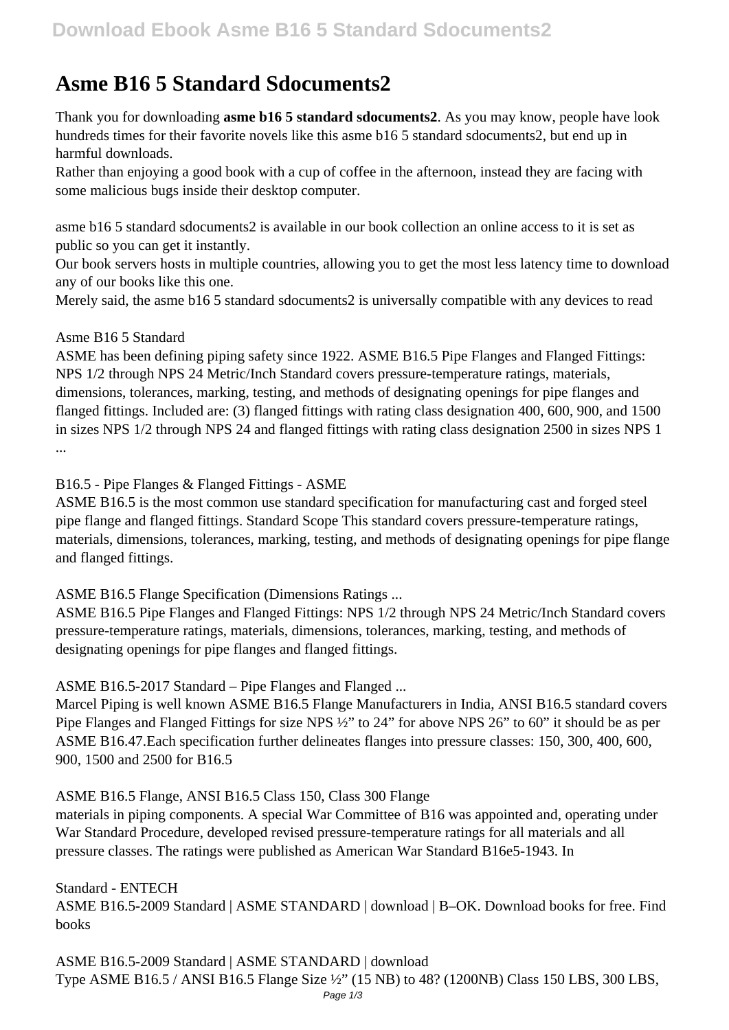# Asme B16 5 Standard Sdocuments2

Thank you for downloading **asme b16 5 standard sdocuments2**. As you may know, people have look hundreds times for their favorite novels like this asme b16 5 standard sdocuments2, but end up in harmful downloads.

Rather than enjoying a good book with a cup of coffee in the afternoon, instead they are facing with some malicious bugs inside their desktop computer.

asme b16 5 standard sdocuments2 is available in our book collection an online access to it is set as public so you can get it instantly.

Our book servers hosts in multiple countries, allowing you to get the most less latency time to download any of our books like this one.

Merely said, the asme b16 5 standard sdocuments2 is universally compatible with any devices to read

Asme B16 5 Standard

ASME has been defining piping safety since 1922. ASME B16.5 Pipe Flanges and Flanged Fittings: NPS 1/2 through NPS 24 Metric/Inch Standard covers pressure-temperature ratings, materials, dimensions, tolerances, marking, testing, and methods of designating openings for pipe flanges and flanged fittings. Included are: (3) flanged fittings with rating class designation 400, 600, 900, and 1500 in sizes NPS 1/2 through NPS 24 and flanged fittings with rating class designation 2500 in sizes NPS 1 ...

B16.5 - Pipe Flanges & Flanged Fittings - ASME

ASME B16.5 is the most common use standard specification for manufacturing cast and forged steel pipe flange and flanged fittings. Standard Scope This standard covers pressure-temperature ratings, materials, dimensions, tolerances, marking, testing, and methods of designating openings for pipe flange and flanged fittings.

ASME B16.5 Flange Specification (Dimensions Ratings ...

ASME B16.5 Pipe Flanges and Flanged Fittings: NPS 1/2 through NPS 24 Metric/Inch Standard covers pressure-temperature ratings, materials, dimensions, tolerances, marking, testing, and methods of designating openings for pipe flanges and flanged fittings.

ASME B16.5-2017 Standard – Pipe Flanges and Flanged ...

Marcel Piping is well known ASME B16.5 Flange Manufacturers in India, ANSI B16.5 standard covers Pipe Flanges and Flanged Fittings for size NPS ½" to 24" for above NPS 26" to 60" it should be as per ASME B16.47.Each specification further delineates flanges into pressure classes: 150, 300, 400, 600, 900, 1500 and 2500 for B16.5

ASME B16.5 Flange, ANSI B16.5 Class 150, Class 300 Flange

materials in piping components. A special War Committee of B16 was appointed and, operating under War Standard Procedure, developed revised pressure-temperature ratings for all materials and all pressure classes. The ratings were published as American War Standard B16e5-1943. In

Standard - ENTECH

ASME B16.5-2009 Standard | ASME STANDARD | download | B–OK. Download books for free. Find books

ASME B16.5-2009 Standard | ASME STANDARD | download

Type ASME B16.5 / ANSI B16.5 Flange Size ½" (15 NB) to 48? (1200NB) Class 150 LBS, 300 LBS,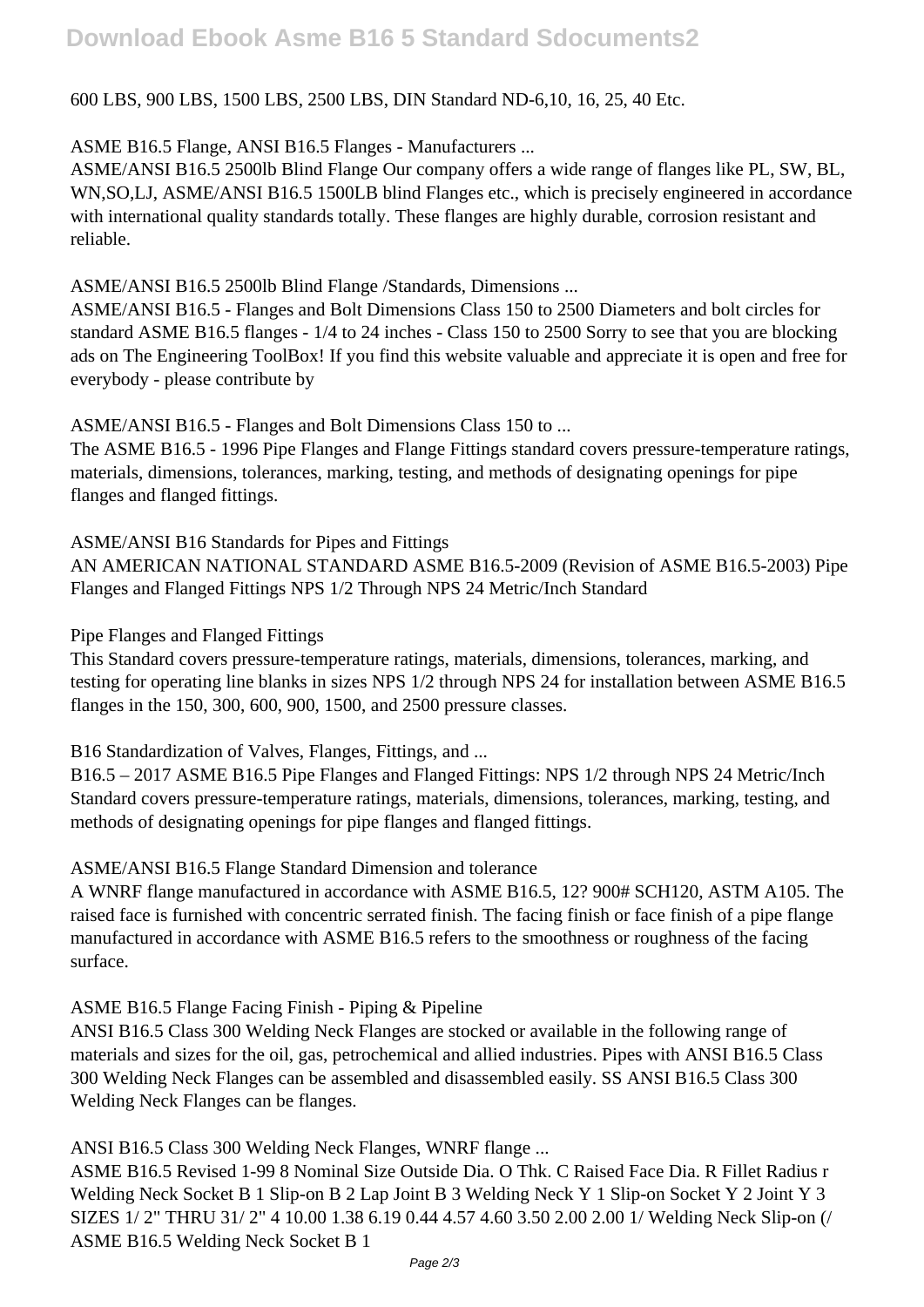600 LBS, 900 LBS, 1500 LBS, 2500 LBS, DIN Standard ND-6,10, 16, 25, 40 Etc.

ASME B16.5 Flange, ANSI B16.5 Flanges - Manufacturers ...

ASME/ANSI B16.5 2500lb Blind Flange Our company offers a wide range of flanges like PL, SW, BL, WN,SO,LJ, ASME/ANSI B16.5 1500LB blind Flanges etc., which is precisely engineered in accordance with international quality standards totally. These flanges are highly durable, corrosion resistant and reliable.

ASME/ANSI B16.5 2500lb Blind Flange /Standards, Dimensions ...

ASME/ANSI B16.5 - Flanges and Bolt Dimensions Class 150 to 2500 Diameters and bolt circles for standard ASME B16.5 flanges - 1/4 to 24 inches - Class 150 to 2500 Sorry to see that you are blocking ads on The Engineering ToolBox! If you find this website valuable and appreciate it is open and free for everybody - please contribute by

ASME/ANSI B16.5 - Flanges and Bolt Dimensions Class 150 to ...

The ASME B16.5 - 1996 Pipe Flanges and Flange Fittings standard covers pressure-temperature ratings, materials, dimensions, tolerances, marking, testing, and methods of designating openings for pipe flanges and flanged fittings.

ASME/ANSI B16 Standards for Pipes and Fittings

AN AMERICAN NATIONAL STANDARD ASME B16.5-2009 (Revision of ASME B16.5-2003) Pipe Flanges and Flanged Fittings NPS 1/2 Through NPS 24 Metric/Inch Standard

Pipe Flanges and Flanged Fittings

This Standard covers pressure-temperature ratings, materials, dimensions, tolerances, marking, and testing for operating line blanks in sizes NPS 1/2 through NPS 24 for installation between ASME B16.5 flanges in the 150, 300, 600, 900, 1500, and 2500 pressure classes.

B16 Standardization of Valves, Flanges, Fittings, and ...

B16.5 – 2017 ASME B16.5 Pipe Flanges and Flanged Fittings: NPS 1/2 through NPS 24 Metric/Inch Standard covers pressure-temperature ratings, materials, dimensions, tolerances, marking, testing, and methods of designating openings for pipe flanges and flanged fittings.

ASME/ANSI B16.5 Flange Standard Dimension and tolerance

A WNRF flange manufactured in accordance with ASME B16.5, 12? 900# SCH120, ASTM A105. The raised face is furnished with concentric serrated finish. The facing finish or face finish of a pipe flange manufactured in accordance with ASME B16.5 refers to the smoothness or roughness of the facing surface.

ASME B16.5 Flange Facing Finish - Piping & Pipeline

ANSI B16.5 Class 300 Welding Neck Flanges are stocked or available in the following range of materials and sizes for the oil, gas, petrochemical and allied industries. Pipes with ANSI B16.5 Class 300 Welding Neck Flanges can be assembled and disassembled easily. SS ANSI B16.5 Class 300 Welding Neck Flanges can be flanges.

ANSI B16.5 Class 300 Welding Neck Flanges, WNRF flange ...

ASME B16.5 Revised 1-99 8 Nominal Size Outside Dia. O Thk. C Raised Face Dia. R Fillet Radius r Welding Neck Socket B 1 Slip-on B 2 Lap Joint B 3 Welding Neck Y 1 Slip-on Socket Y 2 Joint Y 3 SIZES 1/ 2" THRU 31/ 2" 4 10.00 1.38 6.19 0.44 4.57 4.60 3.50 2.00 2.00 1/ Welding Neck Slip-on (/ ASME B16.5 Welding Neck Socket B 1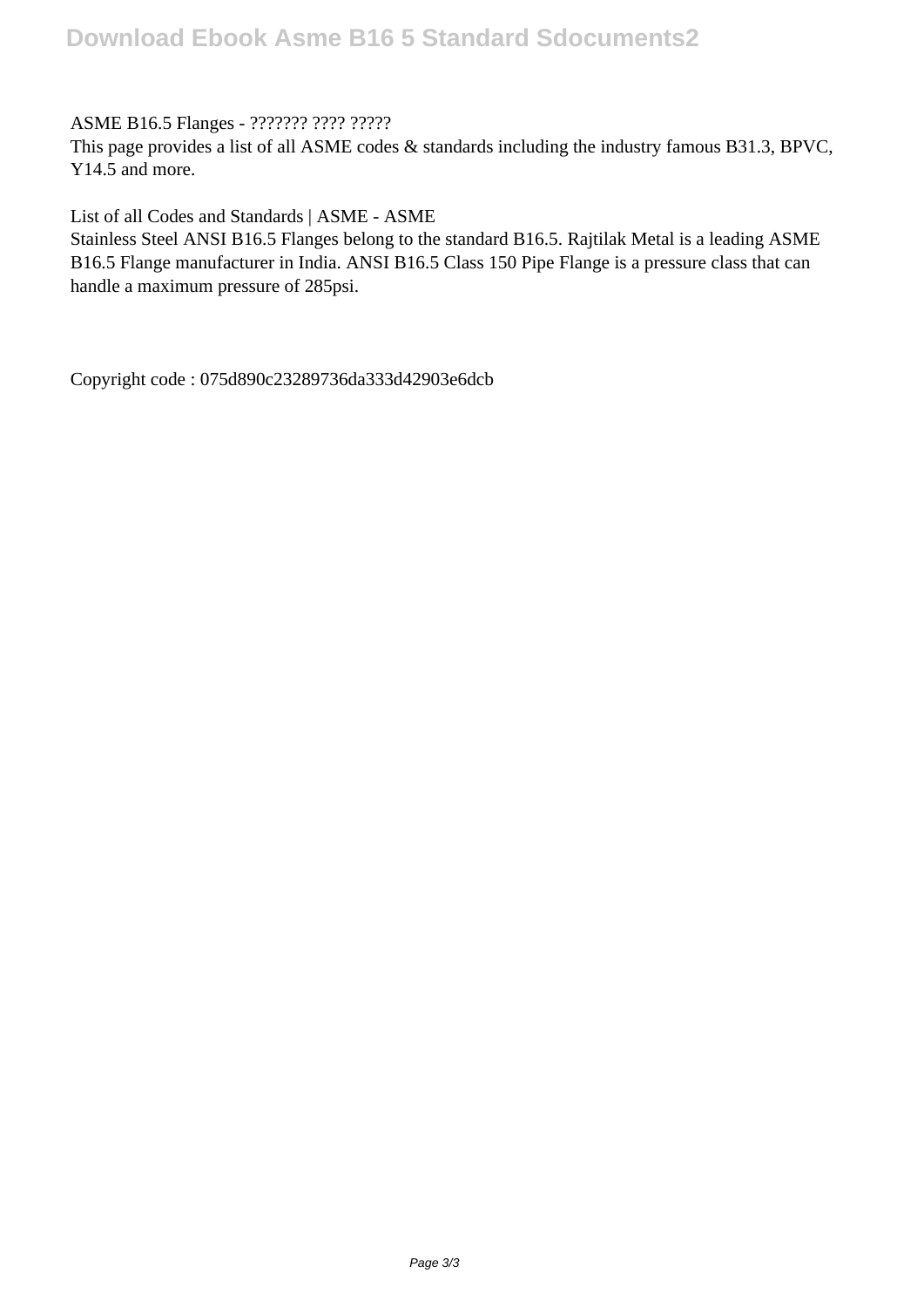ASME B16.5 Flanges - ??????? ???? ?????

This page provides a list of all ASME codes & standards including the industry famous B31.3, BPVC, Y14.5 and more.

List of all Codes and Standards | ASME - ASME

Stainless Steel ANSI B16.5 Flanges belong to the standard B16.5. Rajtilak Metal is a leading ASME B16.5 Flange manufacturer in India. ANSI B16.5 Class 150 Pipe Flange is a pressure class that can handle a maximum pressure of 285psi.

Copyright code : 075d890c23289736da333d42903e6dcb